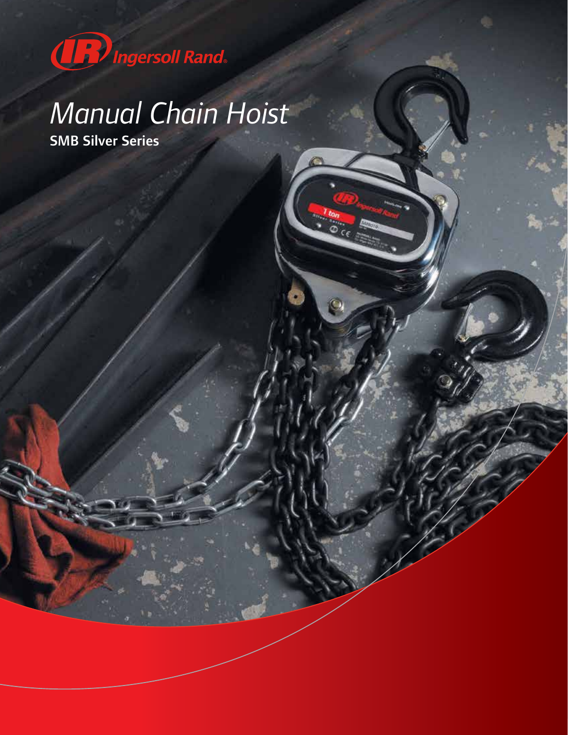Ingersoll Rand

# Manual Chain Hoist

**SMB Silver Series**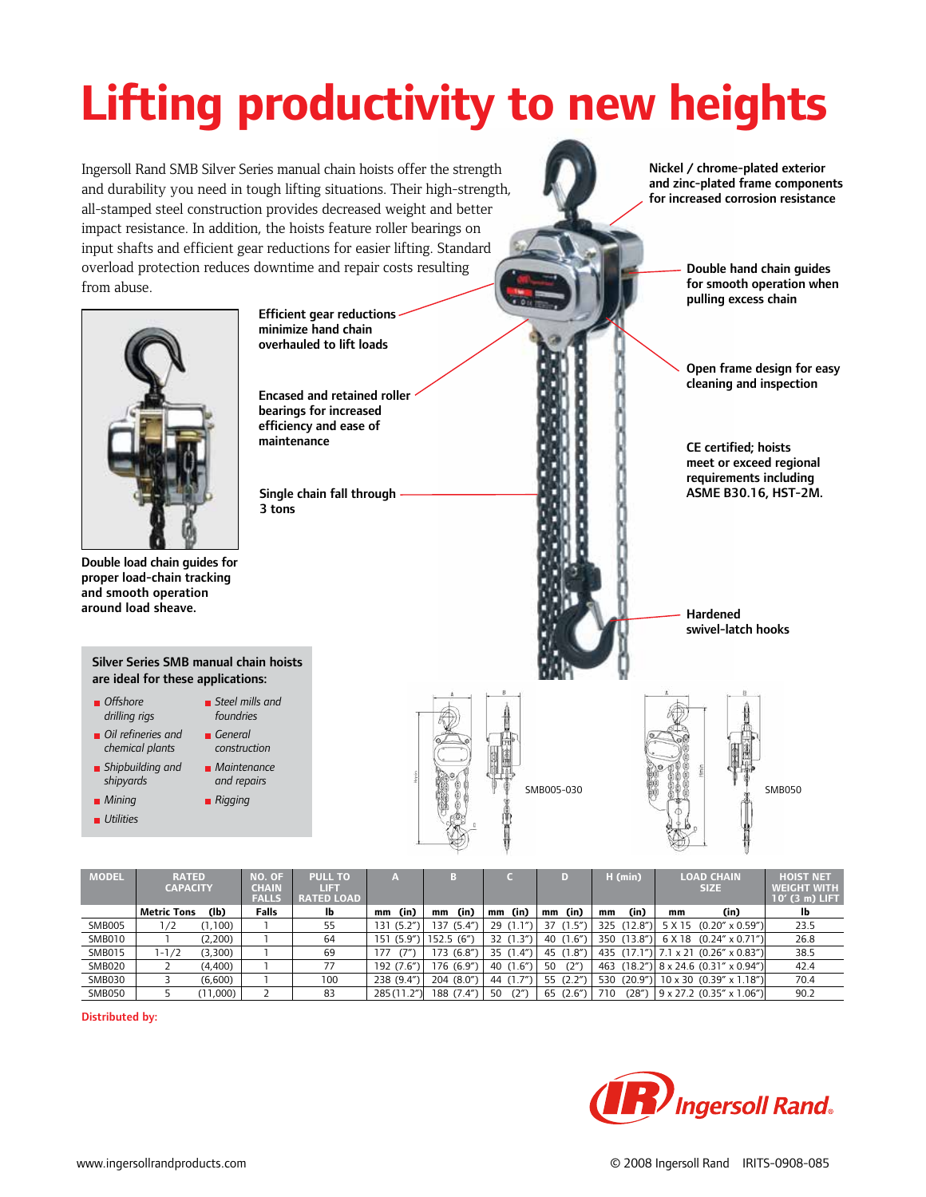# Lifting productivity to new heights

Ingersoll Rand SMB Silver Series manual chain hoists offer the strength and durability you need in tough lifting situations. Their high-strength, all-stamped steel construction provides decreased weight and better impact resistance. In addition, the hoists feature roller bearings on input shafts and efficient gear reductions for easier lifting. Standard overload protection reduces downtime and repair costs resulting from abuse.

**Efficient gear reductions minimize hand chain overhauled to lift loads**

**Encased and retained roller bearings for increased efficiency and ease of maintenance**

**Single chain fall through 3 tons**

**Double load chain guides for proper load-chain tracking and smooth operation around load sheave.**

**Nickel / chrome-plated exterior and zinc-plated frame components for increased corrosion resistance**

**Double hand chain guides for smooth operation when pulling excess chain**

**Open frame design for easy cleaning and inspection**

**CE certified; hoists meet or exceed regional requirements including ASME B30.16, HST-2M.**

**Hardened swivel-latch hooks**

**Silver Series SMB manual chain hoists are ideal for these applications:**

- *Offshore drilling rigs*
- *Oil refineries and chemical plants*
- *Shipbuilding and shipyards*
- *Mining*
- *Utilities*
- *Steel mills and foundries*
- *General construction*
- *Maintenance and repairs*
- *Rigging*

SMB005-030

SMB050

| MODEL | RATED CAPACITY | | NO. OF CHAIN FALLS | PULL TO LIFT RATED LOAD | A | B | C | D | H (min) | LOAD CHAIN SIZE | HOIST NET WEIGHT WITH 10' (3 m) LIFT |
|---|---|---|---|---|---|---|---|---|---|---|---|
| | Metric Tons | (lb) | Falls | lb | mm (in) | mm (in) | mm (in) | mm (in) | mm (in) | mm (in) | lb |
| SMB005 | 1/2 | (1,100) | 1 | 55 | 131 (5.2") | 137 (5.4") | 29 (1.1") | 37 (1.5") | 325 (12.8") | 5 X 15 (0.20" x 0.59") | 23.5 |
| SMB010 | 1 | (2,200) | 1 | 64 | 151 (5.9") | 152.5 (6") | 32 (1.3") | 40 (1.6") | 350 (13.8") | 6 X 18 (0.24" x 0.71") | 26.8 |
| SMB015 | 1-1/2 | (3,300) | 1 | 69 | 177 (7") | 173 (6.8") | 35 (1.4") | 45 (1.8") | 435 (17.1") | 7.1 x 21 (0.26" x 0.83") | 38.5 |
| SMB020 | 2 | (4,400) | 1 | 77 | 192 (7.6") | 176 (6.9") | 40 (1.6") | 50 (2") | 463 (18.2") | 8 x 24.6 (0.31" x 0.94") | 42.4 |
| SMB030 | 3 | (6,600) | 1 | 100 | 238 (9.4") | 204 (8.0") | 44 (1.7") | 55 (2.2") | 530 (20.9") | 10 x 30 (0.39" x 1.18") | 70.4 |
| SMB050 | 5 | (11,000) | 2 | 83 | 285 (11.2") | 188 (7.4") | 50 (2") | 65 (2.6") | 710 (28") | 9 x 27.2 (0.35" x 1.06") | 90.2 |

**Distributed by:**

Ingersoll Rand

www.ingersollrandproducts.com

© 2008 Ingersoll Rand IRITS-0908-085